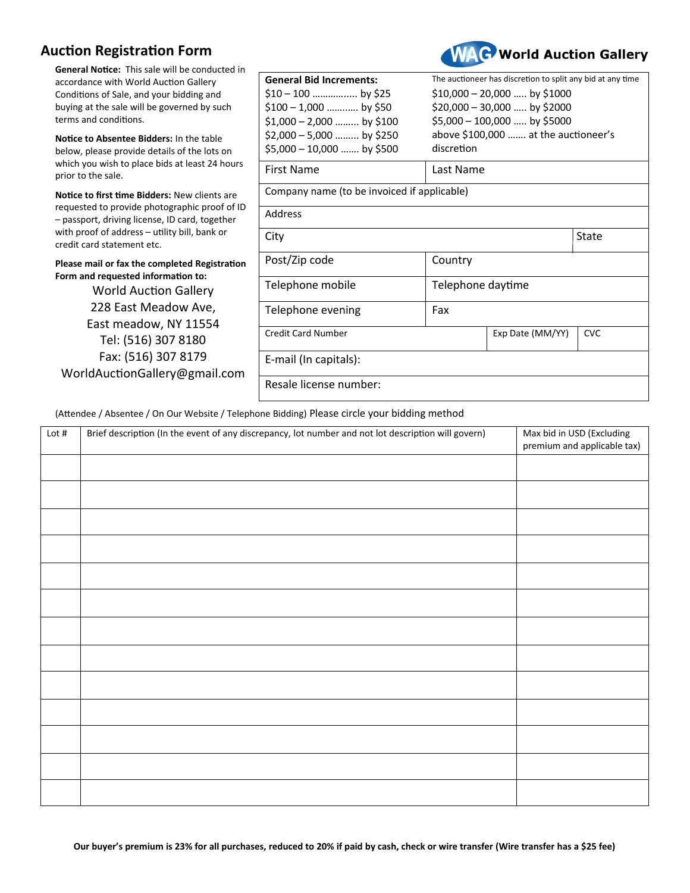# Auction Registration Form

**World Auction Gallery**

**General Notice:** This sale will be conducted in accordance with World Auction Gallery Conditions of Sale, and your bidding and buying at the sale will be governed by such terms and conditions.

**Notice to Absentee Bidders:** In the table below, please provide details of the lots on which you wish to place bids at least 24 hours prior to the sale.

**Notice to first time Bidders:** New clients are requested to provide photographic proof of ID – passport, driving license, ID card, together with proof of address – utility bill, bank or credit card statement etc.

**Please mail or fax the completed Registration Form and requested information to:**

World Auction Gallery
228 East Meadow Ave,
East meadow, NY 11554
Tel: (516) 307 8180
Fax: (516) 307 8179
WorldAuctionGallery@gmail.com

**General Bid Increments:**

The auctioneer has discretion to split any bid at any time

- $10 – 100 ................ by $25
- $100 – 1,000 ........... by $50
- $1,000 – 2,000 ........ by $100
- $2,000 – 5,000 ........ by $250
- $5,000 – 10,000 ....... by $500
- $10,000 – 20,000 ..... by $1000
- $20,000 – 30,000 ..... by $2000
- $5,000 – 100,000 ..... by $5000
- above $100,000 ....... at the auctioneer's discretion

| | | |
|---|---|---|
| First Name | Last Name | |
| Company name (to be invoiced if applicable) | | |
| Address | | |
| City | | State |
| Post/Zip code | Country | |
| Telephone mobile | Telephone daytime | |
| Telephone evening | Fax | |
| Credit Card Number | Exp Date (MM/YY) | CVC |
| E-mail (In capitals): | | |
| Resale license number: | | |

(Attendee / Absentee / On Our Website / Telephone Bidding) Please circle your bidding method

| Lot # | Brief description (In the event of any discrepancy, lot number and not lot description will govern) | Max bid in USD (Excluding premium and applicable tax) |
|---|---|---|
| | | |
| | | |
| | | |
| | | |
| | | |
| | | |
| | | |
| | | |
| | | |
| | | |
| | | |
| | | |
| | | |

**Our buyer's premium is 23% for all purchases, reduced to 20% if paid by cash, check or wire transfer (Wire transfer has a $25 fee)**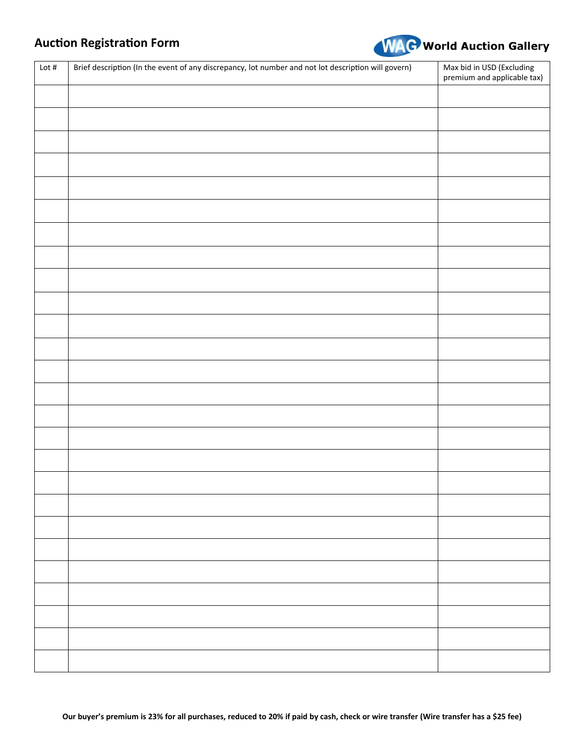## Auction Registration Form

World Auction Gallery

| Lot # | Brief description (In the event of any discrepancy, lot number and not lot description will govern) | Max bid in USD (Excluding premium and applicable tax) |
|---|---|---|
| | | |
| | | |
| | | |
| | | |
| | | |
| | | |
| | | |
| | | |
| | | |
| | | |
| | | |
| | | |
| | | |
| | | |
| | | |
| | | |
| | | |
| | | |
| | | |
| | | |
| | | |
| | | |
| | | |
| | | |
| | | |
| | | |
| | | |

**Our buyer's premium is 23% for all purchases, reduced to 20% if paid by cash, check or wire transfer (Wire transfer has a $25 fee)**